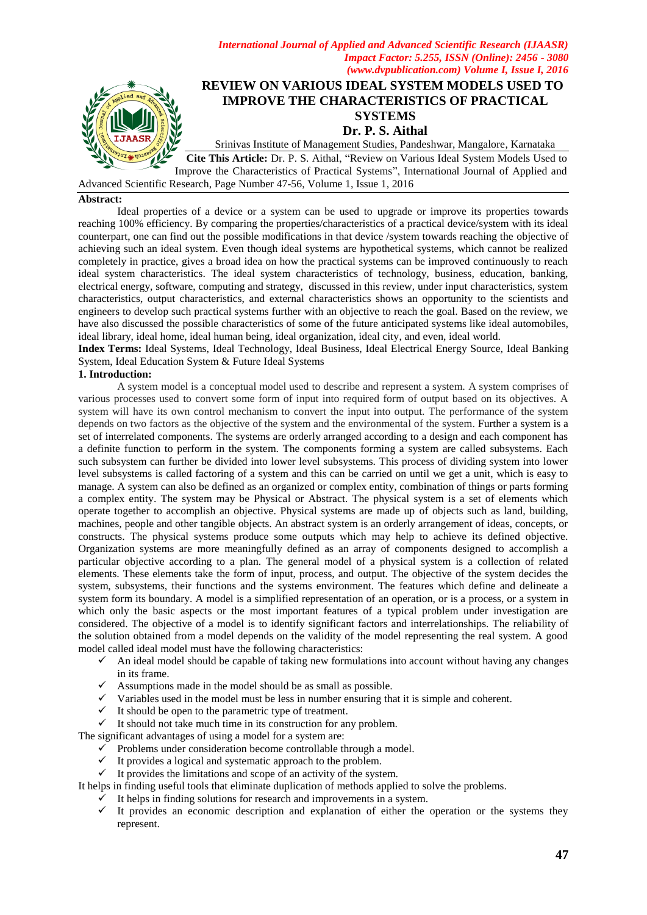# REVIEW ON VARIOUS IDEAL SYSTEM MODELS USED TO IMPROVE THE CHARACTERISTICS OF PRACTICAL SYSTEMS

**Dr. P. S. Aithal**

Srinivas Institute of Management Studies, Pandeshwar, Mangalore, Karnataka

**Cite This Article:** Dr. P. S. Aithal, "Review on Various Ideal System Models Used to Improve the Characteristics of Practical Systems", International Journal of Applied and Advanced Scientific Research, Page Number 47-56, Volume 1, Issue 1, 2016

**Abstract:**

Ideal properties of a device or a system can be used to upgrade or improve its properties towards reaching 100% efficiency. By comparing the properties/characteristics of a practical device/system with its ideal counterpart, one can find out the possible modifications in that device /system towards reaching the objective of achieving such an ideal system. Even though ideal systems are hypothetical systems, which cannot be realized completely in practice, gives a broad idea on how the practical systems can be improved continuously to reach ideal system characteristics. The ideal system characteristics of technology, business, education, banking, electrical energy, software, computing and strategy, discussed in this review, under input characteristics, system characteristics, output characteristics, and external characteristics shows an opportunity to the scientists and engineers to develop such practical systems further with an objective to reach the goal. Based on the review, we have also discussed the possible characteristics of some of the future anticipated systems like ideal automobiles, ideal library, ideal home, ideal human being, ideal organization, ideal city, and even, ideal world.

**Index Terms:** Ideal Systems, Ideal Technology, Ideal Business, Ideal Electrical Energy Source, Ideal Banking System, Ideal Education System & Future Ideal Systems

## 1. Introduction:

A system model is a conceptual model used to describe and represent a system. A system comprises of various processes used to convert some form of input into required form of output based on its objectives. A system will have its own control mechanism to convert the input into output. The performance of the system depends on two factors as the objective of the system and the environmental of the system. Further a system is a set of interrelated components. The systems are orderly arranged according to a design and each component has a definite function to perform in the system. The components forming a system are called subsystems. Each such subsystem can further be divided into lower level subsystems. This process of dividing system into lower level subsystems is called factoring of a system and this can be carried on until we get a unit, which is easy to manage. A system can also be defined as an organized or complex entity, combination of things or parts forming a complex entity. The system may be Physical or Abstract. The physical system is a set of elements which operate together to accomplish an objective. Physical systems are made up of objects such as land, building, machines, people and other tangible objects. An abstract system is an orderly arrangement of ideas, concepts, or constructs. The physical systems produce some outputs which may help to achieve its defined objective. Organization systems are more meaningfully defined as an array of components designed to accomplish a particular objective according to a plan. The general model of a physical system is a collection of related elements. These elements take the form of input, process, and output. The objective of the system decides the system, subsystems, their functions and the systems environment. The features which define and delineate a system form its boundary. A model is a simplified representation of an operation, or is a process, or a system in which only the basic aspects or the most important features of a typical problem under investigation are considered. The objective of a model is to identify significant factors and interrelationships. The reliability of the solution obtained from a model depends on the validity of the model representing the real system. A good model called ideal model must have the following characteristics:

- ✓ An ideal model should be capable of taking new formulations into account without having any changes in its frame.
- ✓ Assumptions made in the model should be as small as possible.
- ✓ Variables used in the model must be less in number ensuring that it is simple and coherent.
- ✓ It should be open to the parametric type of treatment.
- ✓ It should not take much time in its construction for any problem.

The significant advantages of using a model for a system are:

- ✓ Problems under consideration become controllable through a model.
- ✓ It provides a logical and systematic approach to the problem.
- ✓ It provides the limitations and scope of an activity of the system.

It helps in finding useful tools that eliminate duplication of methods applied to solve the problems.

- ✓ It helps in finding solutions for research and improvements in a system.
- ✓ It provides an economic description and explanation of either the operation or the systems they represent.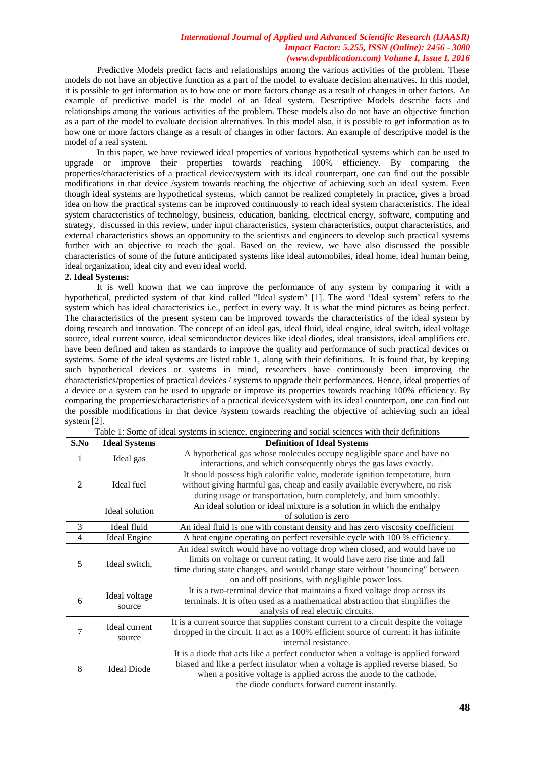Predictive Models predict facts and relationships among the various activities of the problem. These models do not have an objective function as a part of the model to evaluate decision alternatives. In this model, it is possible to get information as to how one or more factors change as a result of changes in other factors. An example of predictive model is the model of an Ideal system. Descriptive Models describe facts and relationships among the various activities of the problem. These models also do not have an objective function as a part of the model to evaluate decision alternatives. In this model also, it is possible to get information as to how one or more factors change as a result of changes in other factors. An example of descriptive model is the model of a real system.

In this paper, we have reviewed ideal properties of various hypothetical systems which can be used to upgrade or improve their properties towards reaching 100% efficiency. By comparing the properties/characteristics of a practical device/system with its ideal counterpart, one can find out the possible modifications in that device /system towards reaching the objective of achieving such an ideal system. Even though ideal systems are hypothetical systems, which cannot be realized completely in practice, gives a broad idea on how the practical systems can be improved continuously to reach ideal system characteristics. The ideal system characteristics of technology, business, education, banking, electrical energy, software, computing and strategy, discussed in this review, under input characteristics, system characteristics, output characteristics, and external characteristics shows an opportunity to the scientists and engineers to develop such practical systems further with an objective to reach the goal. Based on the review, we have also discussed the possible characteristics of some of the future anticipated systems like ideal automobiles, ideal home, ideal human being, ideal organization, ideal city and even ideal world.

**2. Ideal Systems:**

It is well known that we can improve the performance of any system by comparing it with a hypothetical, predicted system of that kind called "Ideal system" [1]. The word 'Ideal system' refers to the system which has ideal characteristics i.e., perfect in every way. It is what the mind pictures as being perfect. The characteristics of the present system can be improved towards the characteristics of the ideal system by doing research and innovation. The concept of an ideal gas, ideal fluid, ideal engine, ideal switch, ideal voltage source, ideal current source, ideal semiconductor devices like ideal diodes, ideal transistors, ideal amplifiers etc. have been defined and taken as standards to improve the quality and performance of such practical devices or systems. Some of the ideal systems are listed table 1, along with their definitions. It is found that, by keeping such hypothetical devices or systems in mind, researchers have continuously been improving the characteristics/properties of practical devices / systems to upgrade their performances. Hence, ideal properties of a device or a system can be used to upgrade or improve its properties towards reaching 100% efficiency. By comparing the properties/characteristics of a practical device/system with its ideal counterpart, one can find out the possible modifications in that device /system towards reaching the objective of achieving such an ideal system [2].

Table 1: Some of ideal systems in science, engineering and social sciences with their definitions

| S.No | Ideal Systems | Definition of Ideal Systems |
|---|---|---|
| 1 | Ideal gas | A hypothetical gas whose molecules occupy negligible space and have no interactions, and which consequently obeys the gas laws exactly. |
| 2 | Ideal fuel | It should possess high calorific value, moderate ignition temperature, burn without giving harmful gas, cheap and easily available everywhere, no risk during usage or transportation, burn completely, and burn smoothly. |
| | Ideal solution | An ideal solution or ideal mixture is a solution in which the enthalpy of solution is zero |
| 3 | Ideal fluid | An ideal fluid is one with constant density and has zero viscosity coefficient |
| 4 | Ideal Engine | A heat engine operating on perfect reversible cycle with 100 % efficiency. |
| 5 | Ideal switch, | An ideal switch would have no voltage drop when closed, and would have no limits on voltage or current rating. It would have zero rise time and fall time during state changes, and would change state without "bouncing" between on and off positions, with negligible power loss. |
| 6 | Ideal voltage source | It is a two-terminal device that maintains a fixed voltage drop across its terminals. It is often used as a mathematical abstraction that simplifies the analysis of real electric circuits. |
| 7 | Ideal current source | It is a current source that supplies constant current to a circuit despite the voltage dropped in the circuit. It act as a 100% efficient source of current: it has infinite internal resistance. |
| 8 | Ideal Diode | It is a diode that acts like a perfect conductor when a voltage is applied forward biased and like a perfect insulator when a voltage is applied reverse biased. So when a positive voltage is applied across the anode to the cathode, the diode conducts forward current instantly. |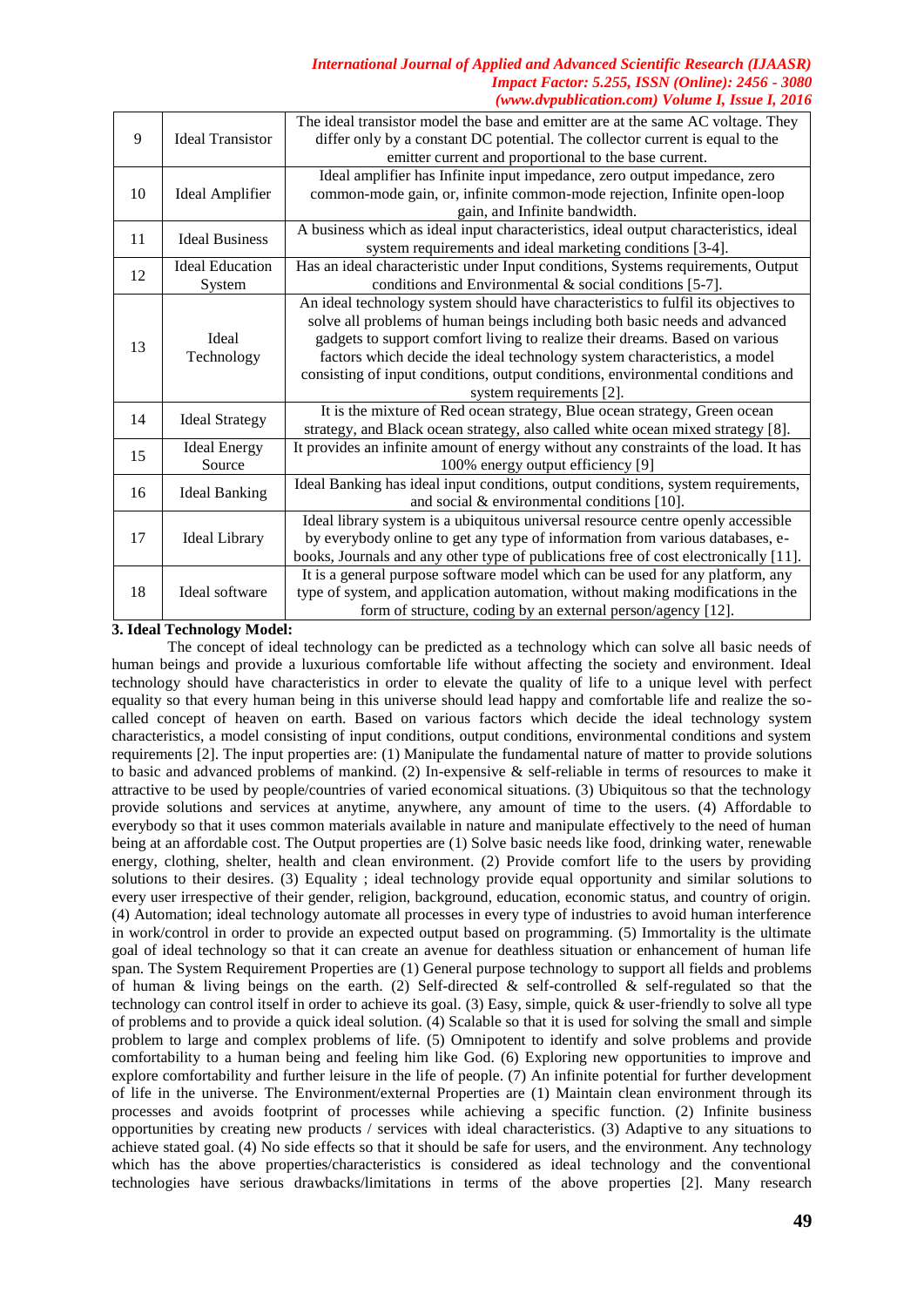| 9 | Ideal Transistor | The ideal transistor model the base and emitter are at the same AC voltage. They differ only by a constant DC potential. The collector current is equal to the emitter current and proportional to the base current. |
|---|---|---|
| 10 | Ideal Amplifier | Ideal amplifier has Infinite input impedance, zero output impedance, zero common-mode gain, or, infinite common-mode rejection, Infinite open-loop gain, and Infinite bandwidth. |
| 11 | Ideal Business | A business which as ideal input characteristics, ideal output characteristics, ideal system requirements and ideal marketing conditions [3-4]. |
| 12 | Ideal Education System | Has an ideal characteristic under Input conditions, Systems requirements, Output conditions and Environmental & social conditions [5-7]. |
| 13 | Ideal Technology | An ideal technology system should have characteristics to fulfil its objectives to solve all problems of human beings including both basic needs and advanced gadgets to support comfort living to realize their dreams. Based on various factors which decide the ideal technology system characteristics, a model consisting of input conditions, output conditions, environmental conditions and system requirements [2]. |
| 14 | Ideal Strategy | It is the mixture of Red ocean strategy, Blue ocean strategy, Green ocean strategy, and Black ocean strategy, also called white ocean mixed strategy [8]. |
| 15 | Ideal Energy Source | It provides an infinite amount of energy without any constraints of the load. It has 100% energy output efficiency [9] |
| 16 | Ideal Banking | Ideal Banking has ideal input conditions, output conditions, system requirements, and social & environmental conditions [10]. |
| 17 | Ideal Library | Ideal library system is a ubiquitous universal resource centre openly accessible by everybody online to get any type of information from various databases, e-books, Journals and any other type of publications free of cost electronically [11]. |
| 18 | Ideal software | It is a general purpose software model which can be used for any platform, any type of system, and application automation, without making modifications in the form of structure, coding by an external person/agency [12]. |

**3. Ideal Technology Model:**

The concept of ideal technology can be predicted as a technology which can solve all basic needs of human beings and provide a luxurious comfortable life without affecting the society and environment. Ideal technology should have characteristics in order to elevate the quality of life to a unique level with perfect equality so that every human being in this universe should lead happy and comfortable life and realize the so-called concept of heaven on earth. Based on various factors which decide the ideal technology system characteristics, a model consisting of input conditions, output conditions, environmental conditions and system requirements [2]. The input properties are: (1) Manipulate the fundamental nature of matter to provide solutions to basic and advanced problems of mankind. (2) In-expensive & self-reliable in terms of resources to make it attractive to be used by people/countries of varied economical situations. (3) Ubiquitous so that the technology provide solutions and services at anytime, anywhere, any amount of time to the users. (4) Affordable to everybody so that it uses common materials available in nature and manipulate effectively to the need of human being at an affordable cost. The Output properties are (1) Solve basic needs like food, drinking water, renewable energy, clothing, shelter, health and clean environment. (2) Provide comfort life to the users by providing solutions to their desires. (3) Equality ; ideal technology provide equal opportunity and similar solutions to every user irrespective of their gender, religion, background, education, economic status, and country of origin. (4) Automation; ideal technology automate all processes in every type of industries to avoid human interference in work/control in order to provide an expected output based on programming. (5) Immortality is the ultimate goal of ideal technology so that it can create an avenue for deathless situation or enhancement of human life span. The System Requirement Properties are (1) General purpose technology to support all fields and problems of human & living beings on the earth. (2) Self-directed & self-controlled & self-regulated so that the technology can control itself in order to achieve its goal. (3) Easy, simple, quick & user-friendly to solve all type of problems and to provide a quick ideal solution. (4) Scalable so that it is used for solving the small and simple problem to large and complex problems of life. (5) Omnipotent to identify and solve problems and provide comfortability to a human being and feeling him like God. (6) Exploring new opportunities to improve and explore comfortability and further leisure in the life of people. (7) An infinite potential for further development of life in the universe. The Environment/external Properties are (1) Maintain clean environment through its processes and avoids footprint of processes while achieving a specific function. (2) Infinite business opportunities by creating new products / services with ideal characteristics. (3) Adaptive to any situations to achieve stated goal. (4) No side effects so that it should be safe for users, and the environment. Any technology which has the above properties/characteristics is considered as ideal technology and the conventional technologies have serious drawbacks/limitations in terms of the above properties [2]. Many research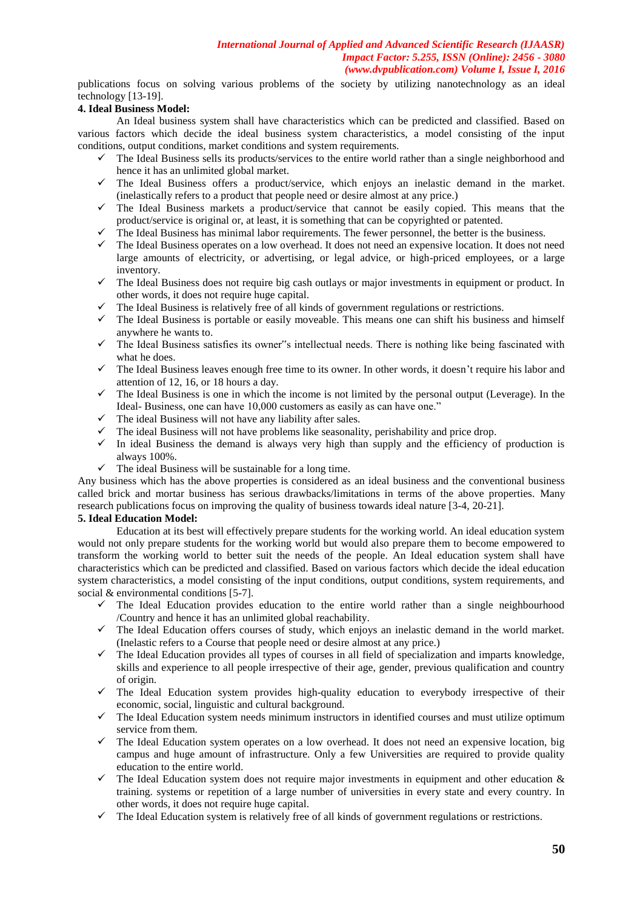publications focus on solving various problems of the society by utilizing nanotechnology as an ideal technology [13-19].

**4. Ideal Business Model:**

An Ideal business system shall have characteristics which can be predicted and classified. Based on various factors which decide the ideal business system characteristics, a model consisting of the input conditions, output conditions, market conditions and system requirements.

- ✓ The Ideal Business sells its products/services to the entire world rather than a single neighborhood and hence it has an unlimited global market.
- ✓ The Ideal Business offers a product/service, which enjoys an inelastic demand in the market. (inelastically refers to a product that people need or desire almost at any price.)
- ✓ The Ideal Business markets a product/service that cannot be easily copied. This means that the product/service is original or, at least, it is something that can be copyrighted or patented.
- ✓ The Ideal Business has minimal labor requirements. The fewer personnel, the better is the business.
- ✓ The Ideal Business operates on a low overhead. It does not need an expensive location. It does not need large amounts of electricity, or advertising, or legal advice, or high-priced employees, or a large inventory.
- ✓ The Ideal Business does not require big cash outlays or major investments in equipment or product. In other words, it does not require huge capital.
- ✓ The Ideal Business is relatively free of all kinds of government regulations or restrictions.
- ✓ The Ideal Business is portable or easily moveable. This means one can shift his business and himself anywhere he wants to.
- ✓ The Ideal Business satisfies its owner"s intellectual needs. There is nothing like being fascinated with what he does.
- ✓ The Ideal Business leaves enough free time to its owner. In other words, it doesn't require his labor and attention of 12, 16, or 18 hours a day.
- ✓ The Ideal Business is one in which the income is not limited by the personal output (Leverage). In the Ideal- Business, one can have 10,000 customers as easily as can have one."
- ✓ The ideal Business will not have any liability after sales.
- ✓ The ideal Business will not have problems like seasonality, perishability and price drop.
- ✓ In ideal Business the demand is always very high than supply and the efficiency of production is always 100%.
- ✓ The ideal Business will be sustainable for a long time.

Any business which has the above properties is considered as an ideal business and the conventional business called brick and mortar business has serious drawbacks/limitations in terms of the above properties. Many research publications focus on improving the quality of business towards ideal nature [3-4, 20-21].

**5. Ideal Education Model:**

Education at its best will effectively prepare students for the working world. An ideal education system would not only prepare students for the working world but would also prepare them to become empowered to transform the working world to better suit the needs of the people. An Ideal education system shall have characteristics which can be predicted and classified. Based on various factors which decide the ideal education system characteristics, a model consisting of the input conditions, output conditions, system requirements, and social & environmental conditions [5-7].

- ✓ The Ideal Education provides education to the entire world rather than a single neighbourhood /Country and hence it has an unlimited global reachability.
- ✓ The Ideal Education offers courses of study, which enjoys an inelastic demand in the world market. (Inelastic refers to a Course that people need or desire almost at any price.)
- ✓ The Ideal Education provides all types of courses in all field of specialization and imparts knowledge, skills and experience to all people irrespective of their age, gender, previous qualification and country of origin.
- ✓ The Ideal Education system provides high-quality education to everybody irrespective of their economic, social, linguistic and cultural background.
- ✓ The Ideal Education system needs minimum instructors in identified courses and must utilize optimum service from them.
- ✓ The Ideal Education system operates on a low overhead. It does not need an expensive location, big campus and huge amount of infrastructure. Only a few Universities are required to provide quality education to the entire world.
- ✓ The Ideal Education system does not require major investments in equipment and other education & training. systems or repetition of a large number of universities in every state and every country. In other words, it does not require huge capital.
- ✓ The Ideal Education system is relatively free of all kinds of government regulations or restrictions.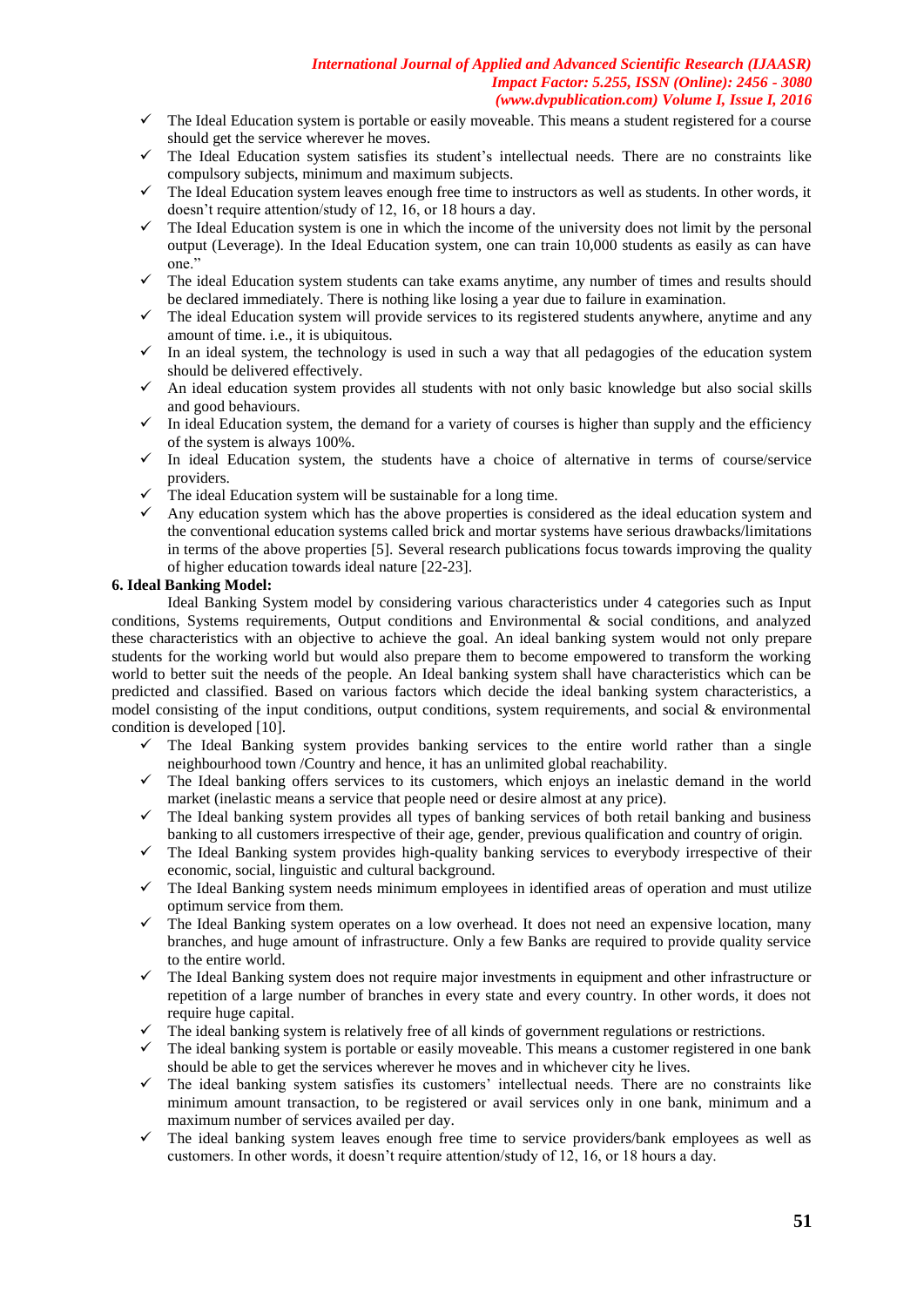- ✓ The Ideal Education system is portable or easily moveable. This means a student registered for a course should get the service wherever he moves.
- ✓ The Ideal Education system satisfies its student's intellectual needs. There are no constraints like compulsory subjects, minimum and maximum subjects.
- ✓ The Ideal Education system leaves enough free time to instructors as well as students. In other words, it doesn't require attention/study of 12, 16, or 18 hours a day.
- ✓ The Ideal Education system is one in which the income of the university does not limit by the personal output (Leverage). In the Ideal Education system, one can train 10,000 students as easily as can have one."
- ✓ The ideal Education system students can take exams anytime, any number of times and results should be declared immediately. There is nothing like losing a year due to failure in examination.
- ✓ The ideal Education system will provide services to its registered students anywhere, anytime and any amount of time. i.e., it is ubiquitous.
- ✓ In an ideal system, the technology is used in such a way that all pedagogies of the education system should be delivered effectively.
- ✓ An ideal education system provides all students with not only basic knowledge but also social skills and good behaviours.
- ✓ In ideal Education system, the demand for a variety of courses is higher than supply and the efficiency of the system is always 100%.
- ✓ In ideal Education system, the students have a choice of alternative in terms of course/service providers.
- ✓ The ideal Education system will be sustainable for a long time.
- ✓ Any education system which has the above properties is considered as the ideal education system and the conventional education systems called brick and mortar systems have serious drawbacks/limitations in terms of the above properties [5]. Several research publications focus towards improving the quality of higher education towards ideal nature [22-23].

**6. Ideal Banking Model:**

Ideal Banking System model by considering various characteristics under 4 categories such as Input conditions, Systems requirements, Output conditions and Environmental & social conditions, and analyzed these characteristics with an objective to achieve the goal. An ideal banking system would not only prepare students for the working world but would also prepare them to become empowered to transform the working world to better suit the needs of the people. An Ideal banking system shall have characteristics which can be predicted and classified. Based on various factors which decide the ideal banking system characteristics, a model consisting of the input conditions, output conditions, system requirements, and social & environmental condition is developed [10].

- ✓ The Ideal Banking system provides banking services to the entire world rather than a single neighbourhood town /Country and hence, it has an unlimited global reachability.
- ✓ The Ideal banking offers services to its customers, which enjoys an inelastic demand in the world market (inelastic means a service that people need or desire almost at any price).
- ✓ The Ideal banking system provides all types of banking services of both retail banking and business banking to all customers irrespective of their age, gender, previous qualification and country of origin.
- ✓ The Ideal Banking system provides high-quality banking services to everybody irrespective of their economic, social, linguistic and cultural background.
- ✓ The Ideal Banking system needs minimum employees in identified areas of operation and must utilize optimum service from them.
- ✓ The Ideal Banking system operates on a low overhead. It does not need an expensive location, many branches, and huge amount of infrastructure. Only a few Banks are required to provide quality service to the entire world.
- ✓ The Ideal Banking system does not require major investments in equipment and other infrastructure or repetition of a large number of branches in every state and every country. In other words, it does not require huge capital.
- ✓ The ideal banking system is relatively free of all kinds of government regulations or restrictions.
- ✓ The ideal banking system is portable or easily moveable. This means a customer registered in one bank should be able to get the services wherever he moves and in whichever city he lives.
- ✓ The ideal banking system satisfies its customers' intellectual needs. There are no constraints like minimum amount transaction, to be registered or avail services only in one bank, minimum and a maximum number of services availed per day.
- ✓ The ideal banking system leaves enough free time to service providers/bank employees as well as customers. In other words, it doesn't require attention/study of 12, 16, or 18 hours a day.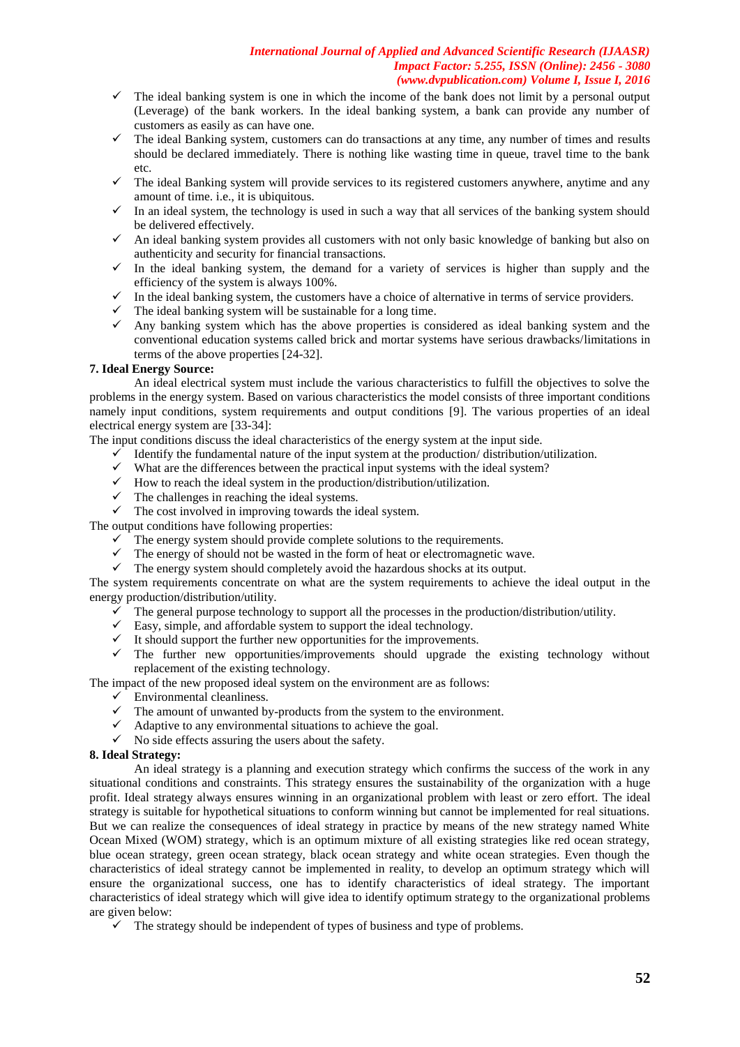- The ideal banking system is one in which the income of the bank does not limit by a personal output (Leverage) of the bank workers. In the ideal banking system, a bank can provide any number of customers as easily as can have one.
- The ideal Banking system, customers can do transactions at any time, any number of times and results should be declared immediately. There is nothing like wasting time in queue, travel time to the bank etc.
- The ideal Banking system will provide services to its registered customers anywhere, anytime and any amount of time. i.e., it is ubiquitous.
- In an ideal system, the technology is used in such a way that all services of the banking system should be delivered effectively.
- An ideal banking system provides all customers with not only basic knowledge of banking but also on authenticity and security for financial transactions.
- In the ideal banking system, the demand for a variety of services is higher than supply and the efficiency of the system is always 100%.
- In the ideal banking system, the customers have a choice of alternative in terms of service providers.
- The ideal banking system will be sustainable for a long time.
- Any banking system which has the above properties is considered as ideal banking system and the conventional education systems called brick and mortar systems have serious drawbacks/limitations in terms of the above properties [24-32].

**7. Ideal Energy Source:**

An ideal electrical system must include the various characteristics to fulfill the objectives to solve the problems in the energy system. Based on various characteristics the model consists of three important conditions namely input conditions, system requirements and output conditions [9]. The various properties of an ideal electrical energy system are [33-34]:

The input conditions discuss the ideal characteristics of the energy system at the input side.

- Identify the fundamental nature of the input system at the production/ distribution/utilization.
- What are the differences between the practical input systems with the ideal system?
- How to reach the ideal system in the production/distribution/utilization.
- The challenges in reaching the ideal systems.
- The cost involved in improving towards the ideal system.

The output conditions have following properties:

- The energy system should provide complete solutions to the requirements.
- The energy of should not be wasted in the form of heat or electromagnetic wave.
- The energy system should completely avoid the hazardous shocks at its output.

The system requirements concentrate on what are the system requirements to achieve the ideal output in the energy production/distribution/utility.

- The general purpose technology to support all the processes in the production/distribution/utility.
- Easy, simple, and affordable system to support the ideal technology.
- It should support the further new opportunities for the improvements.
- The further new opportunities/improvements should upgrade the existing technology without replacement of the existing technology.

The impact of the new proposed ideal system on the environment are as follows:

- Environmental cleanliness.
- The amount of unwanted by-products from the system to the environment.
- Adaptive to any environmental situations to achieve the goal.
- No side effects assuring the users about the safety.

**8. Ideal Strategy:**

An ideal strategy is a planning and execution strategy which confirms the success of the work in any situational conditions and constraints. This strategy ensures the sustainability of the organization with a huge profit. Ideal strategy always ensures winning in an organizational problem with least or zero effort. The ideal strategy is suitable for hypothetical situations to conform winning but cannot be implemented for real situations. But we can realize the consequences of ideal strategy in practice by means of the new strategy named White Ocean Mixed (WOM) strategy, which is an optimum mixture of all existing strategies like red ocean strategy, blue ocean strategy, green ocean strategy, black ocean strategy and white ocean strategies. Even though the characteristics of ideal strategy cannot be implemented in reality, to develop an optimum strategy which will ensure the organizational success, one has to identify characteristics of ideal strategy. The important characteristics of ideal strategy which will give idea to identify optimum strategy to the organizational problems are given below:

- The strategy should be independent of types of business and type of problems.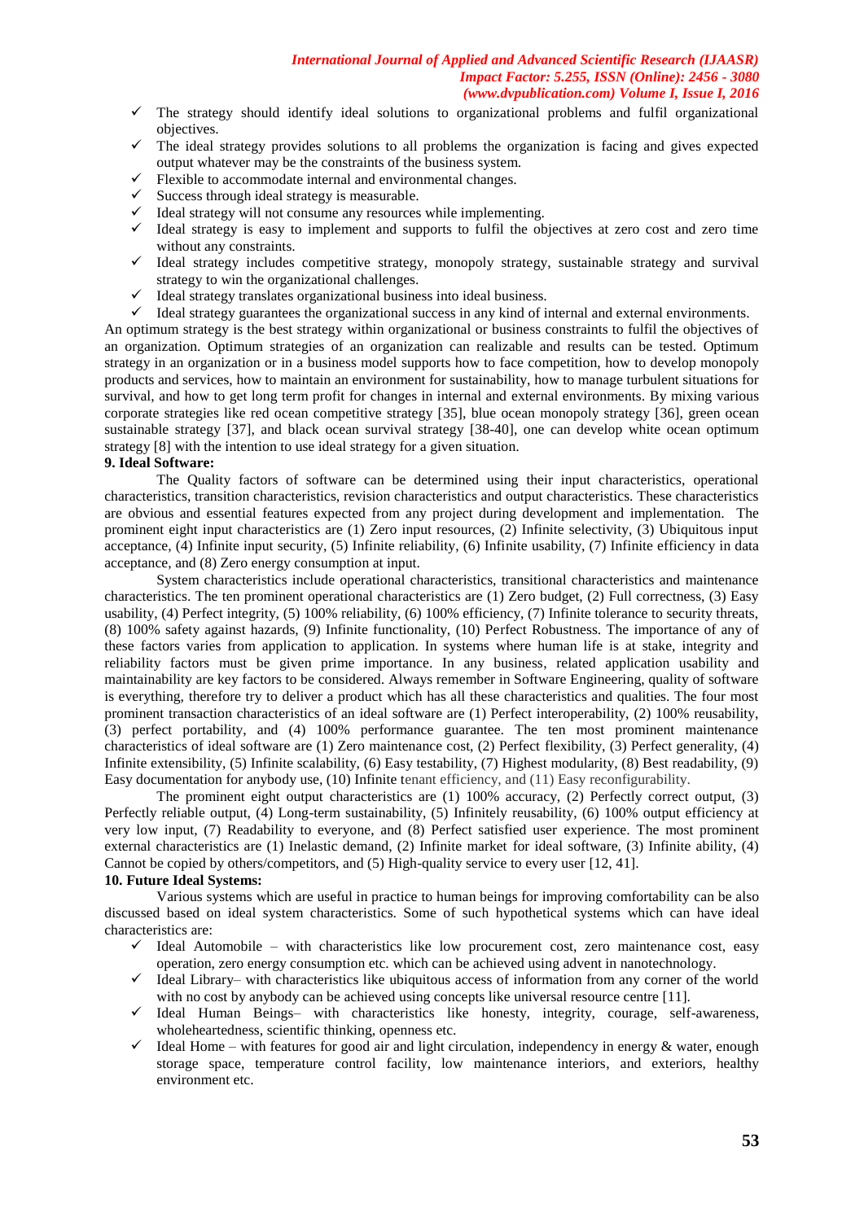- ✓ The strategy should identify ideal solutions to organizational problems and fulfil organizational objectives.
- ✓ The ideal strategy provides solutions to all problems the organization is facing and gives expected output whatever may be the constraints of the business system.
- ✓ Flexible to accommodate internal and environmental changes.
- ✓ Success through ideal strategy is measurable.
- ✓ Ideal strategy will not consume any resources while implementing.
- ✓ Ideal strategy is easy to implement and supports to fulfil the objectives at zero cost and zero time without any constraints.
- ✓ Ideal strategy includes competitive strategy, monopoly strategy, sustainable strategy and survival strategy to win the organizational challenges.
- ✓ Ideal strategy translates organizational business into ideal business.
- ✓ Ideal strategy guarantees the organizational success in any kind of internal and external environments.

An optimum strategy is the best strategy within organizational or business constraints to fulfil the objectives of an organization. Optimum strategies of an organization can realizable and results can be tested. Optimum strategy in an organization or in a business model supports how to face competition, how to develop monopoly products and services, how to maintain an environment for sustainability, how to manage turbulent situations for survival, and how to get long term profit for changes in internal and external environments. By mixing various corporate strategies like red ocean competitive strategy [35], blue ocean monopoly strategy [36], green ocean sustainable strategy [37], and black ocean survival strategy [38-40], one can develop white ocean optimum strategy [8] with the intention to use ideal strategy for a given situation.

**9. Ideal Software:**

The Quality factors of software can be determined using their input characteristics, operational characteristics, transition characteristics, revision characteristics and output characteristics. These characteristics are obvious and essential features expected from any project during development and implementation. The prominent eight input characteristics are (1) Zero input resources, (2) Infinite selectivity, (3) Ubiquitous input acceptance, (4) Infinite input security, (5) Infinite reliability, (6) Infinite usability, (7) Infinite efficiency in data acceptance, and (8) Zero energy consumption at input.

System characteristics include operational characteristics, transitional characteristics and maintenance characteristics. The ten prominent operational characteristics are (1) Zero budget, (2) Full correctness, (3) Easy usability, (4) Perfect integrity, (5) 100% reliability, (6) 100% efficiency, (7) Infinite tolerance to security threats, (8) 100% safety against hazards, (9) Infinite functionality, (10) Perfect Robustness. The importance of any of these factors varies from application to application. In systems where human life is at stake, integrity and reliability factors must be given prime importance. In any business, related application usability and maintainability are key factors to be considered. Always remember in Software Engineering, quality of software is everything, therefore try to deliver a product which has all these characteristics and qualities. The four most prominent transaction characteristics of an ideal software are (1) Perfect interoperability, (2) 100% reusability, (3) perfect portability, and (4) 100% performance guarantee. The ten most prominent maintenance characteristics of ideal software are (1) Zero maintenance cost, (2) Perfect flexibility, (3) Perfect generality, (4) Infinite extensibility, (5) Infinite scalability, (6) Easy testability, (7) Highest modularity, (8) Best readability, (9) Easy documentation for anybody use, (10) Infinite tenant efficiency, and (11) Easy reconfigurability.

The prominent eight output characteristics are (1) 100% accuracy, (2) Perfectly correct output, (3) Perfectly reliable output, (4) Long-term sustainability, (5) Infinitely reusability, (6) 100% output efficiency at very low input, (7) Readability to everyone, and (8) Perfect satisfied user experience. The most prominent external characteristics are (1) Inelastic demand, (2) Infinite market for ideal software, (3) Infinite ability, (4) Cannot be copied by others/competitors, and (5) High-quality service to every user [12, 41].

**10. Future Ideal Systems:**

Various systems which are useful in practice to human beings for improving comfortability can be also discussed based on ideal system characteristics. Some of such hypothetical systems which can have ideal characteristics are:

- ✓ Ideal Automobile – with characteristics like low procurement cost, zero maintenance cost, easy operation, zero energy consumption etc. which can be achieved using advent in nanotechnology.
- ✓ Ideal Library– with characteristics like ubiquitous access of information from any corner of the world with no cost by anybody can be achieved using concepts like universal resource centre [11].
- ✓ Ideal Human Beings– with characteristics like honesty, integrity, courage, self-awareness, wholeheartedness, scientific thinking, openness etc.
- ✓ Ideal Home – with features for good air and light circulation, independency in energy & water, enough storage space, temperature control facility, low maintenance interiors, and exteriors, healthy environment etc.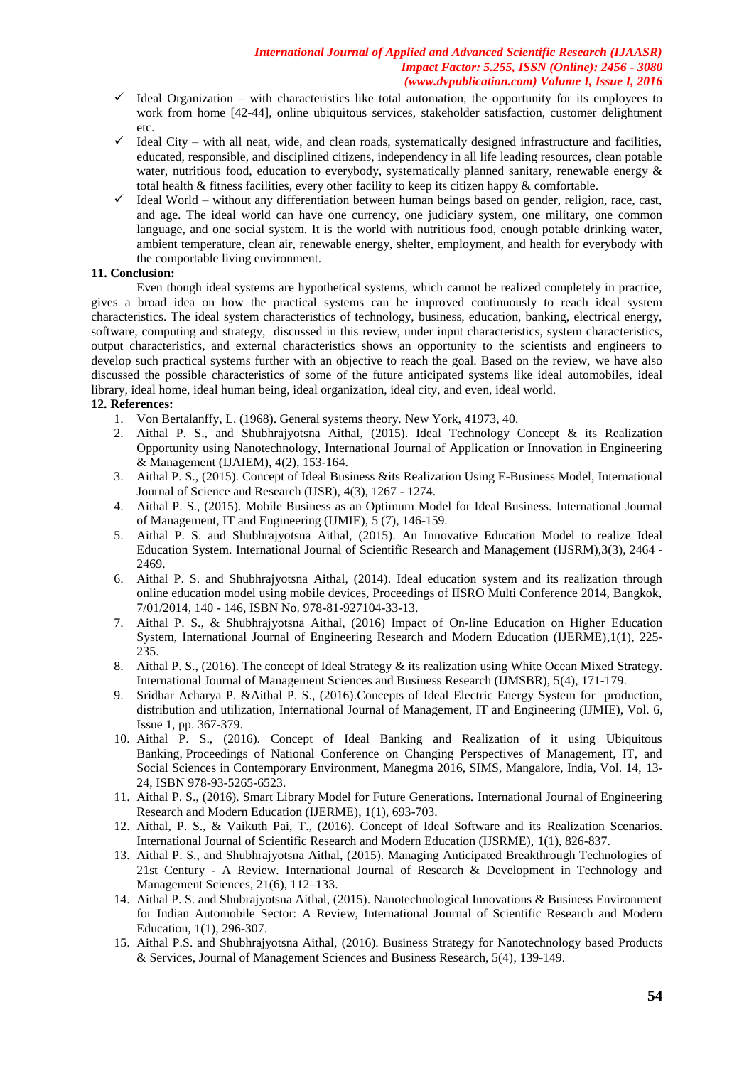- ✓ Ideal Organization – with characteristics like total automation, the opportunity for its employees to work from home [42-44], online ubiquitous services, stakeholder satisfaction, customer delightment etc.
- ✓ Ideal City – with all neat, wide, and clean roads, systematically designed infrastructure and facilities, educated, responsible, and disciplined citizens, independency in all life leading resources, clean potable water, nutritious food, education to everybody, systematically planned sanitary, renewable energy & total health & fitness facilities, every other facility to keep its citizen happy & comfortable.
- ✓ Ideal World – without any differentiation between human beings based on gender, religion, race, cast, and age. The ideal world can have one currency, one judiciary system, one military, one common language, and one social system. It is the world with nutritious food, enough potable drinking water, ambient temperature, clean air, renewable energy, shelter, employment, and health for everybody with the comportable living environment.

**11. Conclusion:**

Even though ideal systems are hypothetical systems, which cannot be realized completely in practice, gives a broad idea on how the practical systems can be improved continuously to reach ideal system characteristics. The ideal system characteristics of technology, business, education, banking, electrical energy, software, computing and strategy, discussed in this review, under input characteristics, system characteristics, output characteristics, and external characteristics shows an opportunity to the scientists and engineers to develop such practical systems further with an objective to reach the goal. Based on the review, we have also discussed the possible characteristics of some of the future anticipated systems like ideal automobiles, ideal library, ideal home, ideal human being, ideal organization, ideal city, and even, ideal world.

**12. References:**

1. Von Bertalanffy, L. (1968). General systems theory. New York, 41973, 40.
2. Aithal P. S., and Shubhrajyotsna Aithal, (2015). Ideal Technology Concept & its Realization Opportunity using Nanotechnology, International Journal of Application or Innovation in Engineering & Management (IJAIEM), 4(2), 153-164.
3. Aithal P. S., (2015). Concept of Ideal Business &its Realization Using E-Business Model, International Journal of Science and Research (IJSR), 4(3), 1267 - 1274.
4. Aithal P. S., (2015). Mobile Business as an Optimum Model for Ideal Business. International Journal of Management, IT and Engineering (IJMIE), 5 (7), 146-159.
5. Aithal P. S. and Shubhrajyotsna Aithal, (2015). An Innovative Education Model to realize Ideal Education System. International Journal of Scientific Research and Management (IJSRM),3(3), 2464 - 2469.
6. Aithal P. S. and Shubhrajyotsna Aithal, (2014). Ideal education system and its realization through online education model using mobile devices, Proceedings of IISRO Multi Conference 2014, Bangkok, 7/01/2014, 140 - 146, ISBN No. 978-81-927104-33-13.
7. Aithal P. S., & Shubhrajyotsna Aithal, (2016) Impact of On-line Education on Higher Education System, International Journal of Engineering Research and Modern Education (IJERME),1(1), 225-235.
8. Aithal P. S., (2016). The concept of Ideal Strategy & its realization using White Ocean Mixed Strategy. International Journal of Management Sciences and Business Research (IJMSBR), 5(4), 171-179.
9. Sridhar Acharya P. &Aithal P. S., (2016).Concepts of Ideal Electric Energy System for production, distribution and utilization, International Journal of Management, IT and Engineering (IJMIE), Vol. 6, Issue 1, pp. 367-379.
10. Aithal P. S., (2016). Concept of Ideal Banking and Realization of it using Ubiquitous Banking, Proceedings of National Conference on Changing Perspectives of Management, IT, and Social Sciences in Contemporary Environment, Manegma 2016, SIMS, Mangalore, India, Vol. 14, 13-24, ISBN 978-93-5265-6523.
11. Aithal P. S., (2016). Smart Library Model for Future Generations. International Journal of Engineering Research and Modern Education (IJERME), 1(1), 693-703.
12. Aithal, P. S., & Vaikuth Pai, T., (2016). Concept of Ideal Software and its Realization Scenarios. International Journal of Scientific Research and Modern Education (IJSRME), 1(1), 826-837.
13. Aithal P. S., and Shubhrajyotsna Aithal, (2015). Managing Anticipated Breakthrough Technologies of 21st Century - A Review. International Journal of Research & Development in Technology and Management Sciences, 21(6), 112–133.
14. Aithal P. S. and Shubrajyotsna Aithal, (2015). Nanotechnological Innovations & Business Environment for Indian Automobile Sector: A Review, International Journal of Scientific Research and Modern Education, 1(1), 296-307.
15. Aithal P.S. and Shubhrajyotsna Aithal, (2016). Business Strategy for Nanotechnology based Products & Services, Journal of Management Sciences and Business Research, 5(4), 139-149.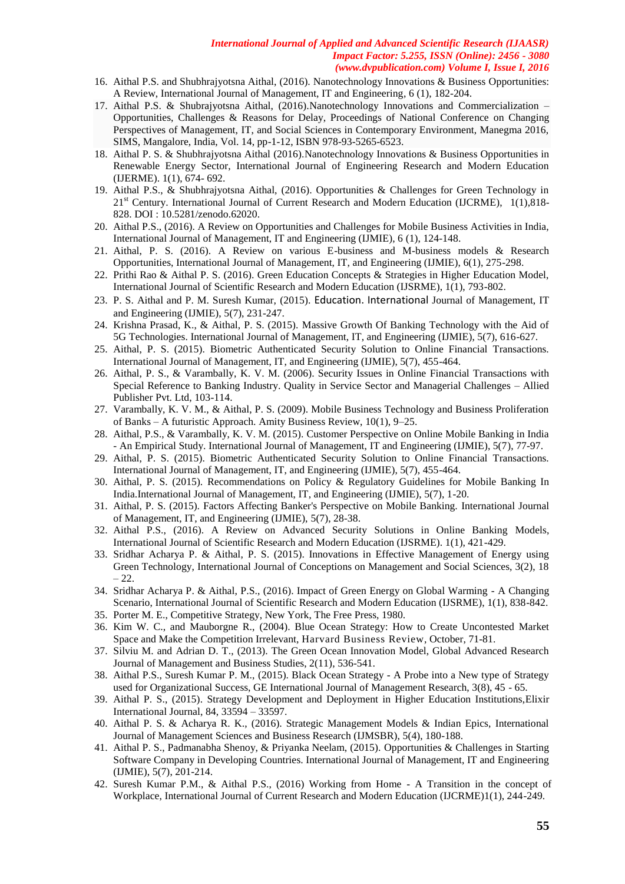16. Aithal P.S. and Shubhrajyotsna Aithal, (2016). Nanotechnology Innovations & Business Opportunities: A Review, International Journal of Management, IT and Engineering, 6 (1), 182-204.
17. Aithal P.S. & Shubrajyotsna Aithal, (2016).Nanotechnology Innovations and Commercialization – Opportunities, Challenges & Reasons for Delay, Proceedings of National Conference on Changing Perspectives of Management, IT, and Social Sciences in Contemporary Environment, Manegma 2016, SIMS, Mangalore, India, Vol. 14, pp-1-12, ISBN 978-93-5265-6523.
18. Aithal P. S. & Shubhrajyotsna Aithal (2016).Nanotechnology Innovations & Business Opportunities in Renewable Energy Sector, International Journal of Engineering Research and Modern Education (IJERME). 1(1), 674- 692.
19. Aithal P.S., & Shubhrajyotsna Aithal, (2016). Opportunities & Challenges for Green Technology in 21st Century. International Journal of Current Research and Modern Education (IJCRME), 1(1),818-828. DOI : 10.5281/zenodo.62020.
20. Aithal P.S., (2016). A Review on Opportunities and Challenges for Mobile Business Activities in India, International Journal of Management, IT and Engineering (IJMIE), 6 (1), 124-148.
21. Aithal, P. S. (2016). A Review on various E-business and M-business models & Research Opportunities, International Journal of Management, IT, and Engineering (IJMIE), 6(1), 275-298.
22. Prithi Rao & Aithal P. S. (2016). Green Education Concepts & Strategies in Higher Education Model, International Journal of Scientific Research and Modern Education (IJSRME), 1(1), 793-802.
23. P. S. Aithal and P. M. Suresh Kumar, (2015). Education. International Journal of Management, IT and Engineering (IJMIE), 5(7), 231-247.
24. Krishna Prasad, K., & Aithal, P. S. (2015). Massive Growth Of Banking Technology with the Aid of 5G Technologies. International Journal of Management, IT, and Engineering (IJMIE), 5(7), 616-627.
25. Aithal, P. S. (2015). Biometric Authenticated Security Solution to Online Financial Transactions. International Journal of Management, IT, and Engineering (IJMIE), 5(7), 455-464.
26. Aithal, P. S., & Varambally, K. V. M. (2006). Security Issues in Online Financial Transactions with Special Reference to Banking Industry. Quality in Service Sector and Managerial Challenges – Allied Publisher Pvt. Ltd, 103-114.
27. Varambally, K. V. M., & Aithal, P. S. (2009). Mobile Business Technology and Business Proliferation of Banks – A futuristic Approach. Amity Business Review, 10(1), 9–25.
28. Aithal, P.S., & Varambally, K. V. M. (2015). Customer Perspective on Online Mobile Banking in India - An Empirical Study. International Journal of Management, IT and Engineering (IJMIE), 5(7), 77-97.
29. Aithal, P. S. (2015). Biometric Authenticated Security Solution to Online Financial Transactions. International Journal of Management, IT, and Engineering (IJMIE), 5(7), 455-464.
30. Aithal, P. S. (2015). Recommendations on Policy & Regulatory Guidelines for Mobile Banking In India.International Journal of Management, IT, and Engineering (IJMIE), 5(7), 1-20.
31. Aithal, P. S. (2015). Factors Affecting Banker's Perspective on Mobile Banking. International Journal of Management, IT, and Engineering (IJMIE), 5(7), 28-38.
32. Aithal P.S., (2016). A Review on Advanced Security Solutions in Online Banking Models, International Journal of Scientific Research and Modern Education (IJSRME). 1(1), 421-429.
33. Sridhar Acharya P. & Aithal, P. S. (2015). Innovations in Effective Management of Energy using Green Technology, International Journal of Conceptions on Management and Social Sciences, 3(2), 18 – 22.
34. Sridhar Acharya P. & Aithal, P.S., (2016). Impact of Green Energy on Global Warming - A Changing Scenario, International Journal of Scientific Research and Modern Education (IJSRME), 1(1), 838-842.
35. Porter M. E., Competitive Strategy, New York, The Free Press, 1980.
36. Kim W. C., and Mauborgne R., (2004). Blue Ocean Strategy: How to Create Uncontested Market Space and Make the Competition Irrelevant, Harvard Business Review, October, 71-81.
37. Silviu M. and Adrian D. T., (2013). The Green Ocean Innovation Model, Global Advanced Research Journal of Management and Business Studies, 2(11), 536-541.
38. Aithal P.S., Suresh Kumar P. M., (2015). Black Ocean Strategy - A Probe into a New type of Strategy used for Organizational Success, GE International Journal of Management Research, 3(8), 45 - 65.
39. Aithal P. S., (2015). Strategy Development and Deployment in Higher Education Institutions,Elixir International Journal, 84, 33594 – 33597.
40. Aithal P. S. & Acharya R. K., (2016). Strategic Management Models & Indian Epics, International Journal of Management Sciences and Business Research (IJMSBR), 5(4), 180-188.
41. Aithal P. S., Padmanabha Shenoy, & Priyanka Neelam, (2015). Opportunities & Challenges in Starting Software Company in Developing Countries. International Journal of Management, IT and Engineering (IJMIE), 5(7), 201-214.
42. Suresh Kumar P.M., & Aithal P.S., (2016) Working from Home - A Transition in the concept of Workplace, International Journal of Current Research and Modern Education (IJCRME)1(1), 244-249.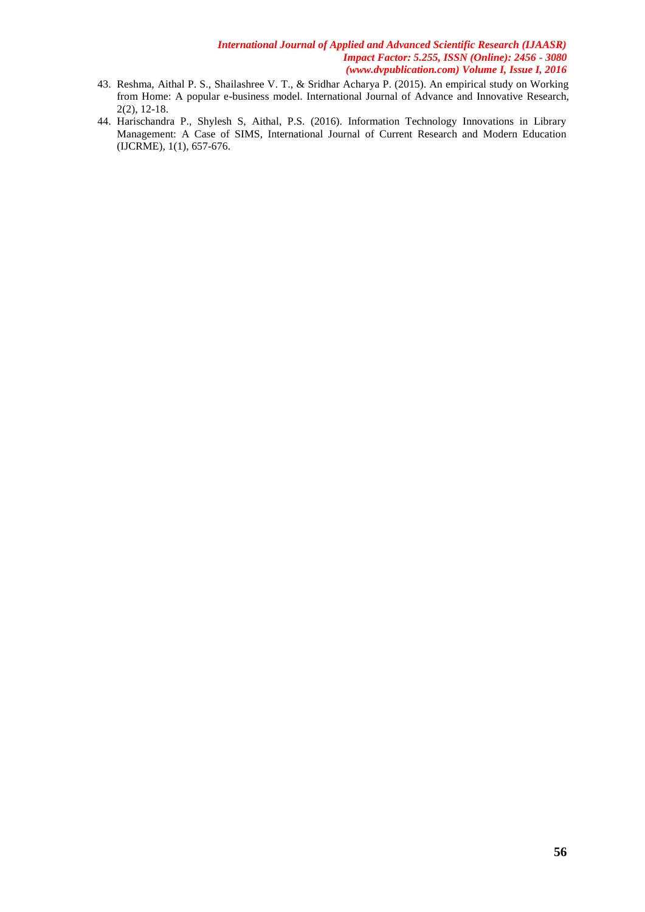43. Reshma, Aithal P. S., Shailashree V. T., & Sridhar Acharya P. (2015). An empirical study on Working from Home: A popular e-business model. International Journal of Advance and Innovative Research, 2(2), 12-18.
44. Harischandra P., Shylesh S, Aithal, P.S. (2016). Information Technology Innovations in Library Management: A Case of SIMS, International Journal of Current Research and Modern Education (IJCRME), 1(1), 657-676.